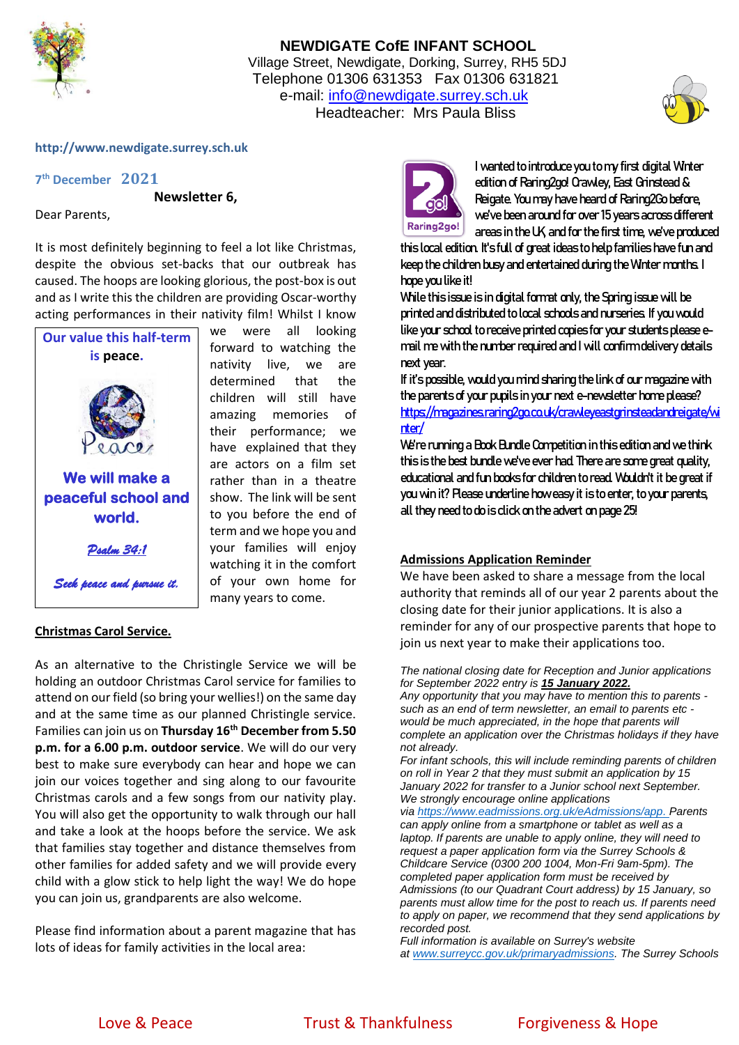# NEWDIGATE CofE INFANT SCHOOL

Village Street, Newdigate, Dorking, Surrey, RH5 5DJ
Telephone 01306 631353 Fax 01306 631821
e-mail: info@newdigate.surrey.sch.uk
Headteacher: Mrs Paula Bliss

http://www.newdigate.surrey.sch.uk

7th December 2021

**Newsletter 6,**

Dear Parents,

It is most definitely beginning to feel a lot like Christmas, despite the obvious set-backs that our outbreak has caused. The hoops are looking glorious, the post-box is out and as I write this the children are providing Oscar-worthy acting performances in their nativity film! Whilst I know we were all looking forward to watching the nativity live, we are determined that the children will still have amazing memories of their performance; we have explained that they are actors on a film set rather than in a theatre show. The link will be sent to you before the end of term and we hope you and your families will enjoy watching it in the comfort of your own home for many years to come.

> **Our value this half-term is peace.**
>
> Peace
>
> **We will make a peaceful school and world.**
>
> *Psalm 34:1*
>
> *Seek peace and pursue it.*

## Christmas Carol Service.

As an alternative to the Christingle Service we will be holding an outdoor Christmas Carol service for families to attend on our field (so bring your wellies!) on the same day and at the same time as our planned Christingle service. Families can join us on **Thursday 16th December from 5.50 p.m. for a 6.00 p.m. outdoor service**. We will do our very best to make sure everybody can hear and hope we can join our voices together and sing along to our favourite Christmas carols and a few songs from our nativity play. You will also get the opportunity to walk through our hall and take a look at the hoops before the service. We ask that families stay together and distance themselves from other families for added safety and we will provide every child with a glow stick to help light the way! We do hope you can join us, grandparents are also welcome.

Please find information about a parent magazine that has lots of ideas for family activities in the local area:

Raring2go!

I wanted to introduce you to my first digital Winter edition of Raring2go! Crawley, East Grinstead & Reigate. You may have heard of Raring2Go before, we've been around for over 15 years across different areas in the UK, and for the first time, we've produced this local edition. It's full of great ideas to help families have fun and keep the children busy and entertained during the Winter months. I hope you like it!

While this issue is in digital format only, the Spring issue will be printed and distributed to local schools and nurseries. If you would like your school to receive printed copies for your students please e-mail me with the number required and I will confirm delivery details next year.

If it's possible, would you mind sharing the link of our magazine with the parents of your pupils in your next e-newsletter home please?
https://magazines.raring2go.co.uk/crawleyeastgrinsteadandreigate/winter/

We're running a Book Bundle Competition in this edition and we think this is the best bundle we've ever had. There are some great quality, educational and fun books for children to read. Wouldn't it be great if you win it? Please underline how easy it is to enter, to your parents, all they need to do is click on the advert on page 25!

## Admissions Application Reminder

We have been asked to share a message from the local authority that reminds all of our year 2 parents about the closing date for their junior applications. It is also a reminder for any of our prospective parents that hope to join us next year to make their applications too.

*The national closing date for Reception and Junior applications for September 2022 entry is* ***15 January 2022.***
*Any opportunity that you may have to mention this to parents - such as an end of term newsletter, an email to parents etc - would be much appreciated, in the hope that parents will complete an application over the Christmas holidays if they have not already.*
*For infant schools, this will include reminding parents of children on roll in Year 2 that they must submit an application by 15 January 2022 for transfer to a Junior school next September.*
*We strongly encourage online applications via https://www.eadmissions.org.uk/eAdmissions/app. Parents can apply online from a smartphone or tablet as well as a laptop. If parents are unable to apply online, they will need to request a paper application form via the Surrey Schools & Childcare Service (0300 200 1004, Mon-Fri 9am-5pm). The completed paper application form must be received by Admissions (to our Quadrant Court address) by 15 January, so parents must allow time for the post to reach us. If parents need to apply on paper, we recommend that they send applications by recorded post.*
*Full information is available on Surrey's website at www.surreycc.gov.uk/primaryadmissions. The Surrey Schools*

Love & Peace &emsp; Trust & Thankfulness &emsp; Forgiveness & Hope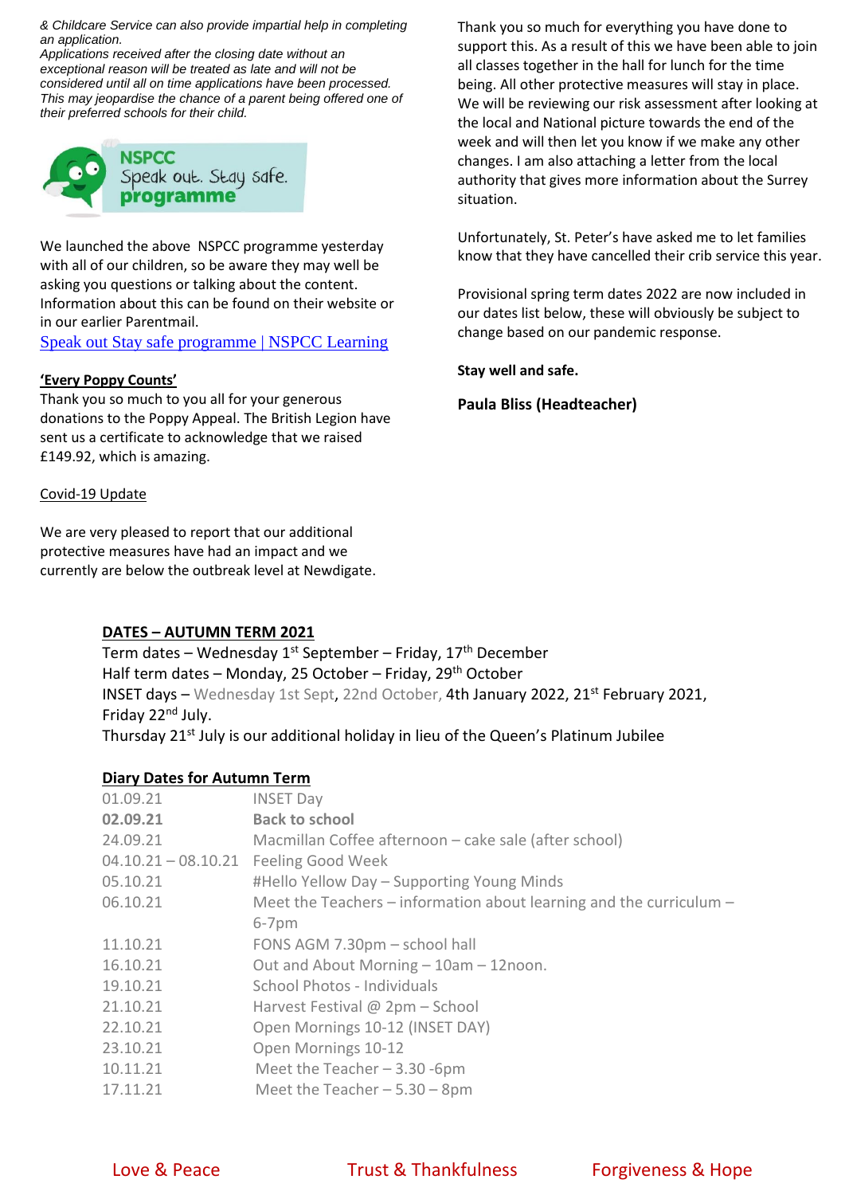*& Childcare Service can also provide impartial help in completing an application.*
*Applications received after the closing date without an exceptional reason will be treated as late and will not be considered until all on time applications have been processed. This may jeopardise the chance of a parent being offered one of their preferred schools for their child.*

**NSPCC Speak out. Stay safe. programme**

We launched the above NSPCC programme yesterday with all of our children, so be aware they may well be asking you questions or talking about the content. Information about this can be found on their website or in our earlier Parentmail.
[Speak out Stay safe programme | NSPCC Learning]

**'Every Poppy Counts'**

Thank you so much to you all for your generous donations to the Poppy Appeal. The British Legion have sent us a certificate to acknowledge that we raised £149.92, which is amazing.

Covid-19 Update

We are very pleased to report that our additional protective measures have had an impact and we currently are below the outbreak level at Newdigate.

Thank you so much for everything you have done to support this. As a result of this we have been able to join all classes together in the hall for lunch for the time being. All other protective measures will stay in place. We will be reviewing our risk assessment after looking at the local and National picture towards the end of the week and will then let you know if we make any other changes. I am also attaching a letter from the local authority that gives more information about the Surrey situation.

Unfortunately, St. Peter's have asked me to let families know that they have cancelled their crib service this year.

Provisional spring term dates 2022 are now included in our dates list below, these will obviously be subject to change based on our pandemic response.

**Stay well and safe.**

**Paula Bliss (Headteacher)**

## DATES – AUTUMN TERM 2021

Term dates – Wednesday 1st September – Friday, 17th December
Half term dates – Monday, 25 October – Friday, 29th October
INSET days – Wednesday 1st Sept, 22nd October, 4th January 2022, 21st February 2021, Friday 22nd July.
Thursday 21st July is our additional holiday in lieu of the Queen's Platinum Jubilee

## Diary Dates for Autumn Term

| | |
|---|---|
| 01.09.21 | INSET Day |
| **02.09.21** | **Back to school** |
| 24.09.21 | Macmillan Coffee afternoon – cake sale (after school) |
| 04.10.21 – 08.10.21 | Feeling Good Week |
| 05.10.21 | #Hello Yellow Day – Supporting Young Minds |
| 06.10.21 | Meet the Teachers – information about learning and the curriculum – 6-7pm |
| 11.10.21 | FONS AGM 7.30pm – school hall |
| 16.10.21 | Out and About Morning – 10am – 12noon. |
| 19.10.21 | School Photos - Individuals |
| 21.10.21 | Harvest Festival @ 2pm – School |
| 22.10.21 | Open Mornings 10-12 (INSET DAY) |
| 23.10.21 | Open Mornings 10-12 |
| 10.11.21 | Meet the Teacher – 3.30 -6pm |
| 17.11.21 | Meet the Teacher – 5.30 – 8pm |

Love & Peace Trust & Thankfulness Forgiveness & Hope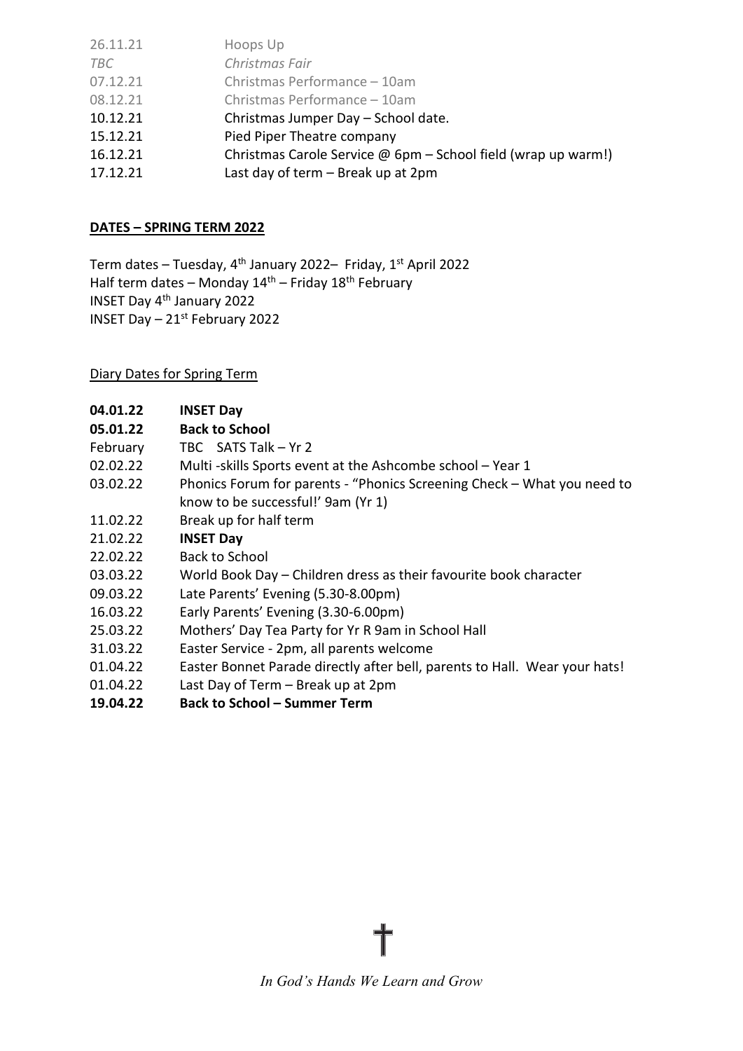| | |
|---|---|
| 26.11.21 | Hoops Up |
| *TBC* | *Christmas Fair* |
| 07.12.21 | Christmas Performance – 10am |
| 08.12.21 | Christmas Performance – 10am |
| 10.12.21 | Christmas Jumper Day – School date. |
| 15.12.21 | Pied Piper Theatre company |
| 16.12.21 | Christmas Carole Service @ 6pm – School field (wrap up warm!) |
| 17.12.21 | Last day of term – Break up at 2pm |

**DATES – SPRING TERM 2022**

Term dates – Tuesday, 4th January 2022– Friday, 1st April 2022
Half term dates – Monday 14th – Friday 18th February
INSET Day 4th January 2022
INSET Day – 21st February 2022

Diary Dates for Spring Term

| | |
|---|---|
| **04.01.22** | **INSET Day** |
| **05.01.22** | **Back to School** |
| February | TBC SATS Talk – Yr 2 |
| 02.02.22 | Multi -skills Sports event at the Ashcombe school – Year 1 |
| 03.02.22 | Phonics Forum for parents - "Phonics Screening Check – What you need to know to be successful!' 9am (Yr 1) |
| 11.02.22 | Break up for half term |
| 21.02.22 | **INSET Day** |
| 22.02.22 | Back to School |
| 03.03.22 | World Book Day – Children dress as their favourite book character |
| 09.03.22 | Late Parents' Evening (5.30-8.00pm) |
| 16.03.22 | Early Parents' Evening (3.30-6.00pm) |
| 25.03.22 | Mothers' Day Tea Party for Yr R 9am in School Hall |
| 31.03.22 | Easter Service - 2pm, all parents welcome |
| 01.04.22 | Easter Bonnet Parade directly after bell, parents to Hall. Wear your hats! |
| 01.04.22 | Last Day of Term – Break up at 2pm |
| **19.04.22** | **Back to School – Summer Term** |

†

*In God's Hands We Learn and Grow*